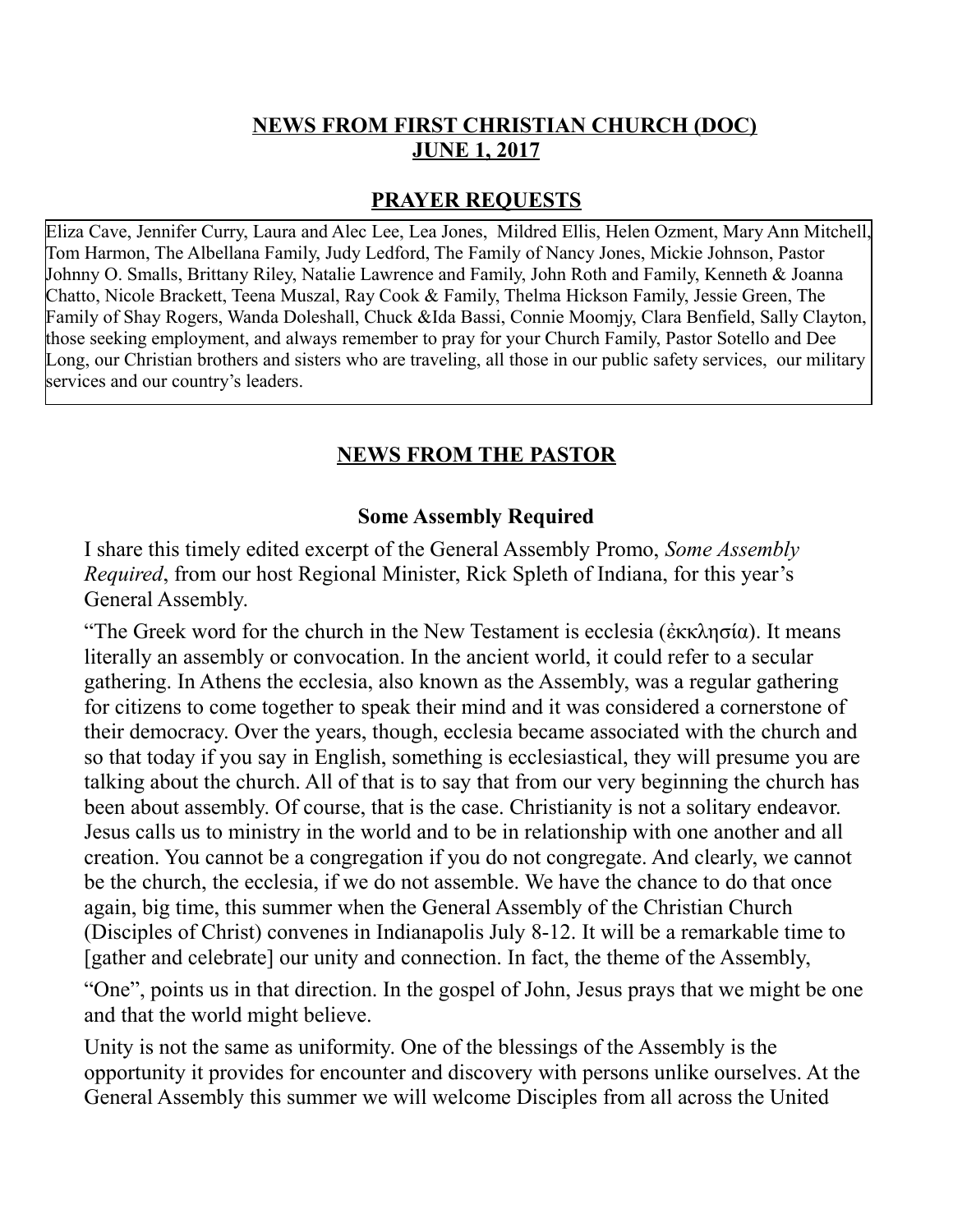## NEWS FROM FIRST CHRISTIAN CHURCH (DOC)
## JUNE 1, 2017

## PRAYER REQUESTS

Eliza Cave, Jennifer Curry, Laura and Alec Lee, Lea Jones, Mildred Ellis, Helen Ozment, Mary Ann Mitchell, Tom Harmon, The Albellana Family, Judy Ledford, The Family of Nancy Jones, Mickie Johnson, Pastor Johnny O. Smalls, Brittany Riley, Natalie Lawrence and Family, John Roth and Family, Kenneth & Joanna Chatto, Nicole Brackett, Teena Muszal, Ray Cook & Family, Thelma Hickson Family, Jessie Green, The Family of Shay Rogers, Wanda Doleshall, Chuck &Ida Bassi, Connie Moomjy, Clara Benfield, Sally Clayton, those seeking employment, and always remember to pray for your Church Family, Pastor Sotello and Dee Long, our Christian brothers and sisters who are traveling, all those in our public safety services, our military services and our country's leaders.

## NEWS FROM THE PASTOR

### Some Assembly Required

I share this timely edited excerpt of the General Assembly Promo, *Some Assembly Required*, from our host Regional Minister, Rick Spleth of Indiana, for this year's General Assembly.

"The Greek word for the church in the New Testament is ecclesia (ἐκκλησία). It means literally an assembly or convocation. In the ancient world, it could refer to a secular gathering. In Athens the ecclesia, also known as the Assembly, was a regular gathering for citizens to come together to speak their mind and it was considered a cornerstone of their democracy. Over the years, though, ecclesia became associated with the church and so that today if you say in English, something is ecclesiastical, they will presume you are talking about the church. All of that is to say that from our very beginning the church has been about assembly. Of course, that is the case. Christianity is not a solitary endeavor. Jesus calls us to ministry in the world and to be in relationship with one another and all creation. You cannot be a congregation if you do not congregate. And clearly, we cannot be the church, the ecclesia, if we do not assemble. We have the chance to do that once again, big time, this summer when the General Assembly of the Christian Church (Disciples of Christ) convenes in Indianapolis July 8-12. It will be a remarkable time to [gather and celebrate] our unity and connection. In fact, the theme of the Assembly, "One", points us in that direction. In the gospel of John, Jesus prays that we might be one and that the world might believe.

Unity is not the same as uniformity. One of the blessings of the Assembly is the opportunity it provides for encounter and discovery with persons unlike ourselves. At the General Assembly this summer we will welcome Disciples from all across the United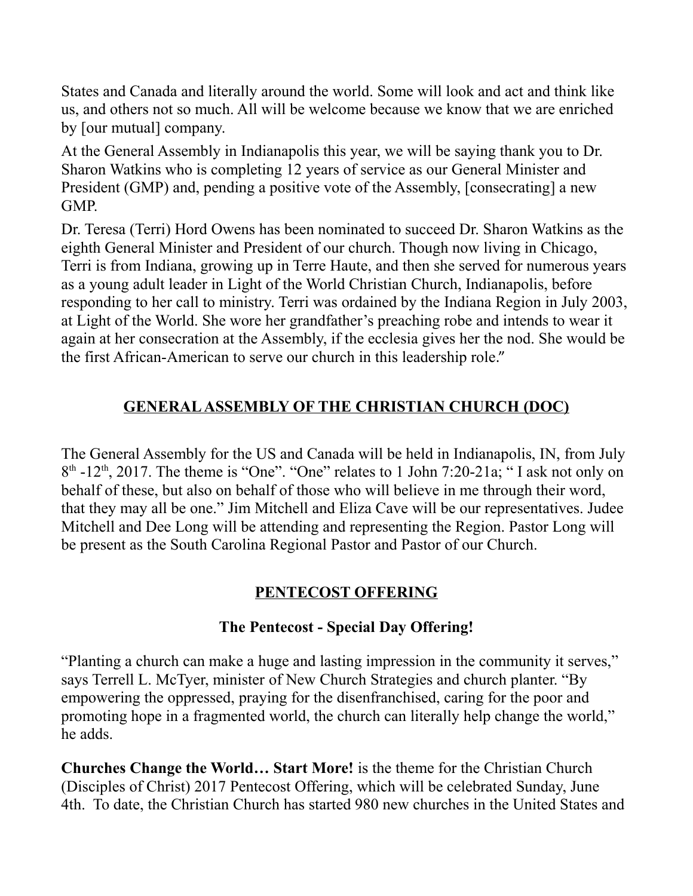States and Canada and literally around the world. Some will look and act and think like us, and others not so much. All will be welcome because we know that we are enriched by [our mutual] company.

At the General Assembly in Indianapolis this year, we will be saying thank you to Dr. Sharon Watkins who is completing 12 years of service as our General Minister and President (GMP) and, pending a positive vote of the Assembly, [consecrating] a new GMP.

Dr. Teresa (Terri) Hord Owens has been nominated to succeed Dr. Sharon Watkins as the eighth General Minister and President of our church. Though now living in Chicago, Terri is from Indiana, growing up in Terre Haute, and then she served for numerous years as a young adult leader in Light of the World Christian Church, Indianapolis, before responding to her call to ministry. Terri was ordained by the Indiana Region in July 2003, at Light of the World. She wore her grandfather's preaching robe and intends to wear it again at her consecration at the Assembly, if the ecclesia gives her the nod. She would be the first African-American to serve our church in this leadership role."

## GENERAL ASSEMBLY OF THE CHRISTIAN CHURCH (DOC)

The General Assembly for the US and Canada will be held in Indianapolis, IN, from July 8th -12th, 2017. The theme is "One". "One" relates to 1 John 7:20-21a; " I ask not only on behalf of these, but also on behalf of those who will believe in me through their word, that they may all be one." Jim Mitchell and Eliza Cave will be our representatives. Judee Mitchell and Dee Long will be attending and representing the Region. Pastor Long will be present as the South Carolina Regional Pastor and Pastor of our Church.

## PENTECOST OFFERING

### The Pentecost - Special Day Offering!

"Planting a church can make a huge and lasting impression in the community it serves," says Terrell L. McTyer, minister of New Church Strategies and church planter. "By empowering the oppressed, praying for the disenfranchised, caring for the poor and promoting hope in a fragmented world, the church can literally help change the world," he adds.

**Churches Change the World… Start More!** is the theme for the Christian Church (Disciples of Christ) 2017 Pentecost Offering, which will be celebrated Sunday, June 4th. To date, the Christian Church has started 980 new churches in the United States and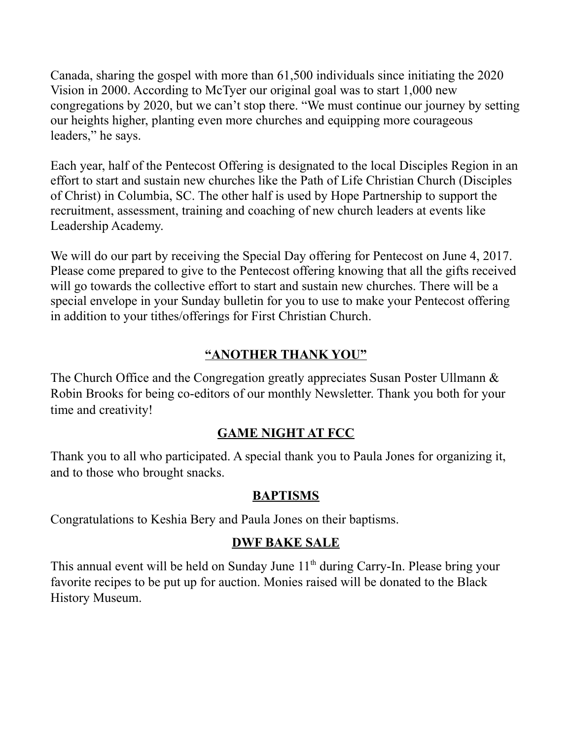Canada, sharing the gospel with more than 61,500 individuals since initiating the 2020 Vision in 2000. According to McTyer our original goal was to start 1,000 new congregations by 2020, but we can't stop there. "We must continue our journey by setting our heights higher, planting even more churches and equipping more courageous leaders," he says.

Each year, half of the Pentecost Offering is designated to the local Disciples Region in an effort to start and sustain new churches like the Path of Life Christian Church (Disciples of Christ) in Columbia, SC. The other half is used by Hope Partnership to support the recruitment, assessment, training and coaching of new church leaders at events like Leadership Academy.

We will do our part by receiving the Special Day offering for Pentecost on June 4, 2017. Please come prepared to give to the Pentecost offering knowing that all the gifts received will go towards the collective effort to start and sustain new churches. There will be a special envelope in your Sunday bulletin for you to use to make your Pentecost offering in addition to your tithes/offerings for First Christian Church.

## "ANOTHER THANK YOU"

The Church Office and the Congregation greatly appreciates Susan Poster Ullmann & Robin Brooks for being co-editors of our monthly Newsletter. Thank you both for your time and creativity!

## GAME NIGHT AT FCC

Thank you to all who participated. A special thank you to Paula Jones for organizing it, and to those who brought snacks.

## BAPTISMS

Congratulations to Keshia Bery and Paula Jones on their baptisms.

## DWF BAKE SALE

This annual event will be held on Sunday June 11th during Carry-In. Please bring your favorite recipes to be put up for auction. Monies raised will be donated to the Black History Museum.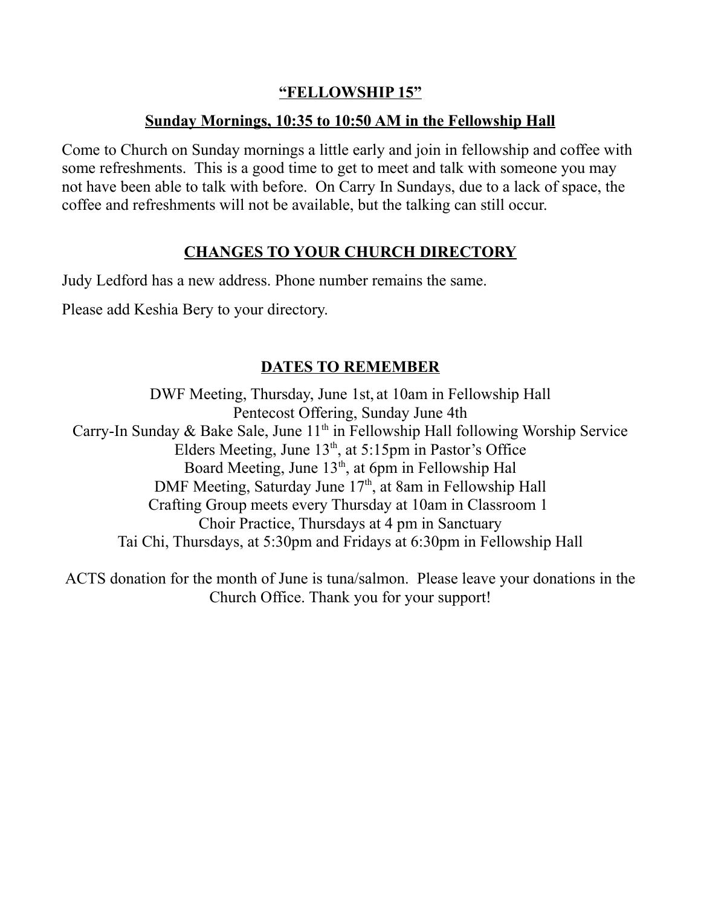## "FELLOWSHIP 15"

**Sunday Mornings, 10:35 to 10:50 AM in the Fellowship Hall**

Come to Church on Sunday mornings a little early and join in fellowship and coffee with some refreshments. This is a good time to get to meet and talk with someone you may not have been able to talk with before. On Carry In Sundays, due to a lack of space, the coffee and refreshments will not be available, but the talking can still occur.

## CHANGES TO YOUR CHURCH DIRECTORY

Judy Ledford has a new address. Phone number remains the same.

Please add Keshia Bery to your directory.

## DATES TO REMEMBER

DWF Meeting, Thursday, June 1st, at 10am in Fellowship Hall
Pentecost Offering, Sunday June 4th
Carry-In Sunday & Bake Sale, June 11th in Fellowship Hall following Worship Service
Elders Meeting, June 13th, at 5:15pm in Pastor's Office
Board Meeting, June 13th, at 6pm in Fellowship Hal
DMF Meeting, Saturday June 17th, at 8am in Fellowship Hall
Crafting Group meets every Thursday at 10am in Classroom 1
Choir Practice, Thursdays at 4 pm in Sanctuary
Tai Chi, Thursdays, at 5:30pm and Fridays at 6:30pm in Fellowship Hall

ACTS donation for the month of June is tuna/salmon. Please leave your donations in the Church Office. Thank you for your support!